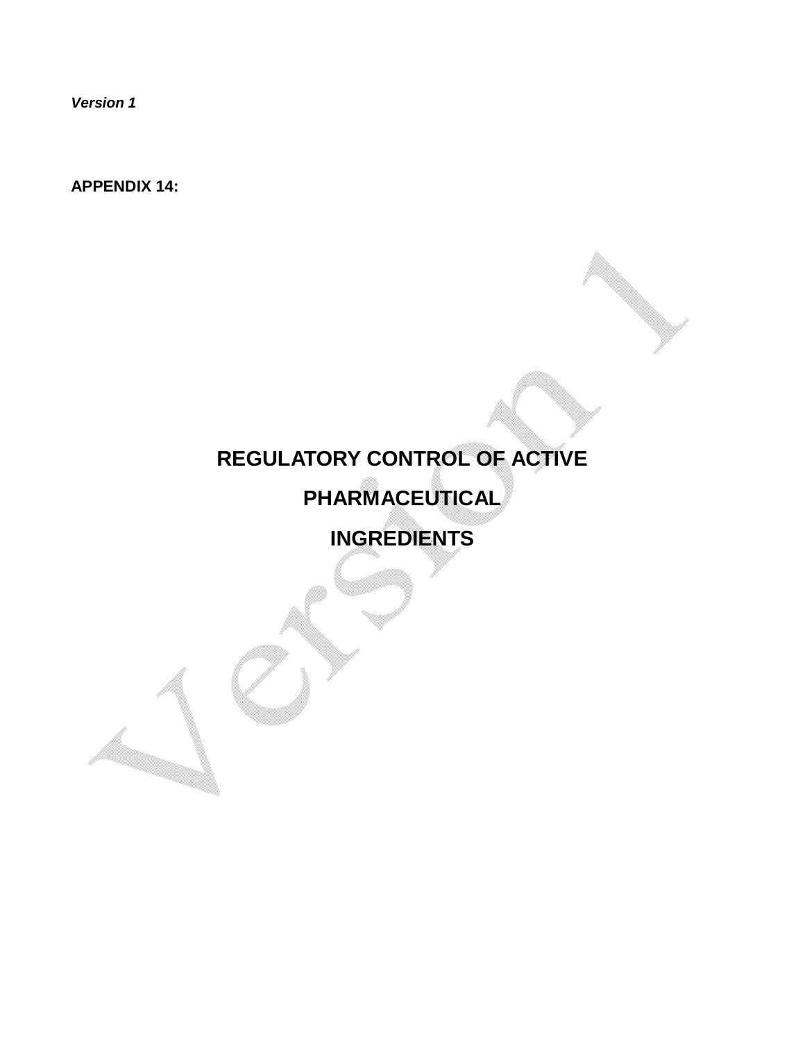***Version 1***

**APPENDIX 14:**

# REGULATORY CONTROL OF ACTIVE PHARMACEUTICAL INGREDIENTS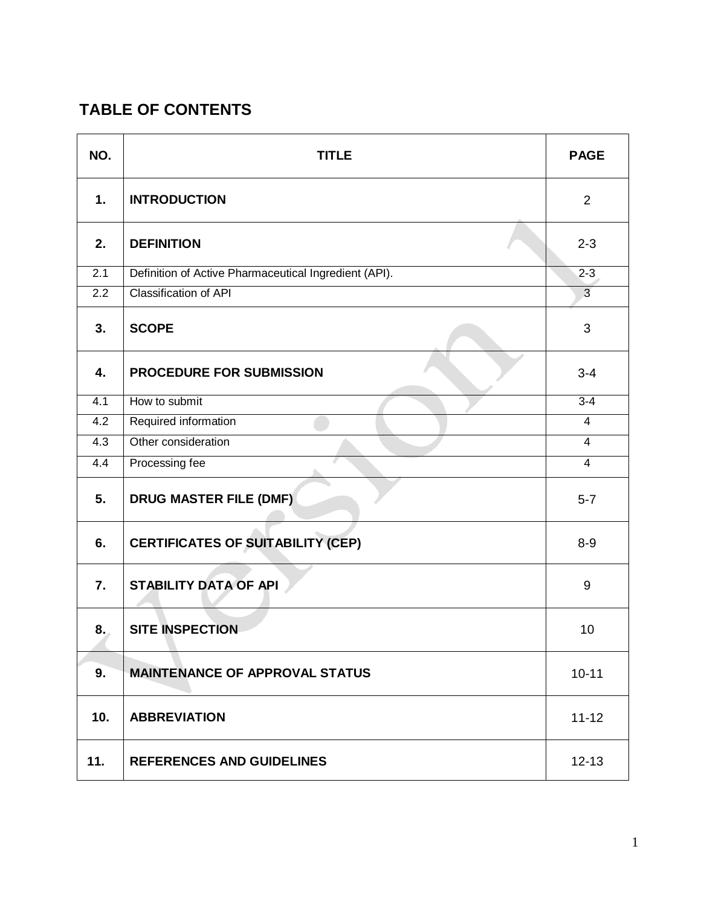## TABLE OF CONTENTS

| NO. | TITLE | PAGE |
| --- | --- | --- |
| **1.** | **INTRODUCTION** | 2 |
| **2.** | **DEFINITION** | 2-3 |
| 2.1 | Definition of Active Pharmaceutical Ingredient (API). | 2-3 |
| 2.2 | Classification of API | 3 |
| **3.** | **SCOPE** | 3 |
| **4.** | **PROCEDURE FOR SUBMISSION** | 3-4 |
| 4.1 | How to submit | 3-4 |
| 4.2 | Required information | 4 |
| 4.3 | Other consideration | 4 |
| 4.4 | Processing fee | 4 |
| **5.** | **DRUG MASTER FILE (DMF)** | 5-7 |
| **6.** | **CERTIFICATES OF SUITABILITY (CEP)** | 8-9 |
| **7.** | **STABILITY DATA OF API** | 9 |
| **8.** | **SITE INSPECTION** | 10 |
| **9.** | **MAINTENANCE OF APPROVAL STATUS** | 10-11 |
| **10.** | **ABBREVIATION** | 11-12 |
| **11.** | **REFERENCES AND GUIDELINES** | 12-13 |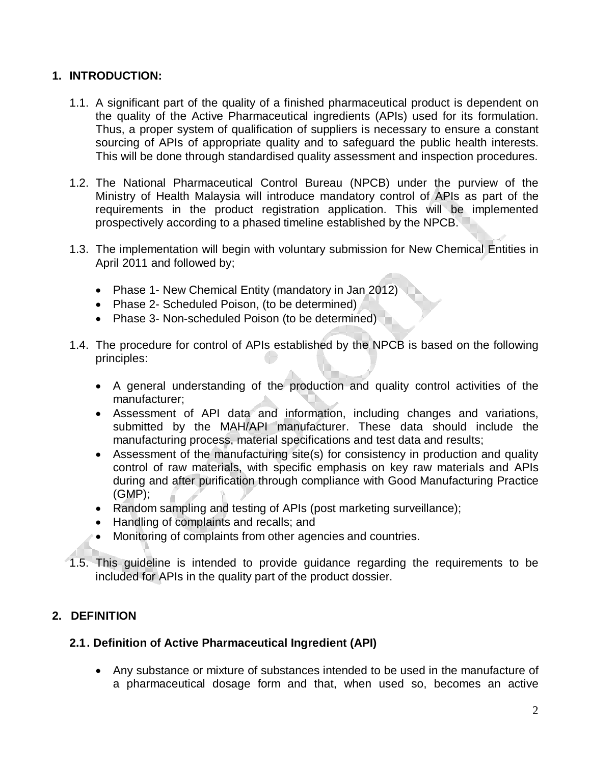## 1. INTRODUCTION:

1.1. A significant part of the quality of a finished pharmaceutical product is dependent on the quality of the Active Pharmaceutical ingredients (APIs) used for its formulation. Thus, a proper system of qualification of suppliers is necessary to ensure a constant sourcing of APIs of appropriate quality and to safeguard the public health interests. This will be done through standardised quality assessment and inspection procedures.

1.2. The National Pharmaceutical Control Bureau (NPCB) under the purview of the Ministry of Health Malaysia will introduce mandatory control of APIs as part of the requirements in the product registration application. This will be implemented prospectively according to a phased timeline established by the NPCB.

1.3. The implementation will begin with voluntary submission for New Chemical Entities in April 2011 and followed by;

- Phase 1- New Chemical Entity (mandatory in Jan 2012)
- Phase 2- Scheduled Poison, (to be determined)
- Phase 3- Non-scheduled Poison (to be determined)

1.4. The procedure for control of APIs established by the NPCB is based on the following principles:

- A general understanding of the production and quality control activities of the manufacturer;
- Assessment of API data and information, including changes and variations, submitted by the MAH/API manufacturer. These data should include the manufacturing process, material specifications and test data and results;
- Assessment of the manufacturing site(s) for consistency in production and quality control of raw materials, with specific emphasis on key raw materials and APIs during and after purification through compliance with Good Manufacturing Practice (GMP);
- Random sampling and testing of APIs (post marketing surveillance);
- Handling of complaints and recalls; and
- Monitoring of complaints from other agencies and countries.

1.5. This guideline is intended to provide guidance regarding the requirements to be included for APIs in the quality part of the product dossier.

## 2. DEFINITION

### 2.1. Definition of Active Pharmaceutical Ingredient (API)

- Any substance or mixture of substances intended to be used in the manufacture of a pharmaceutical dosage form and that, when used so, becomes an active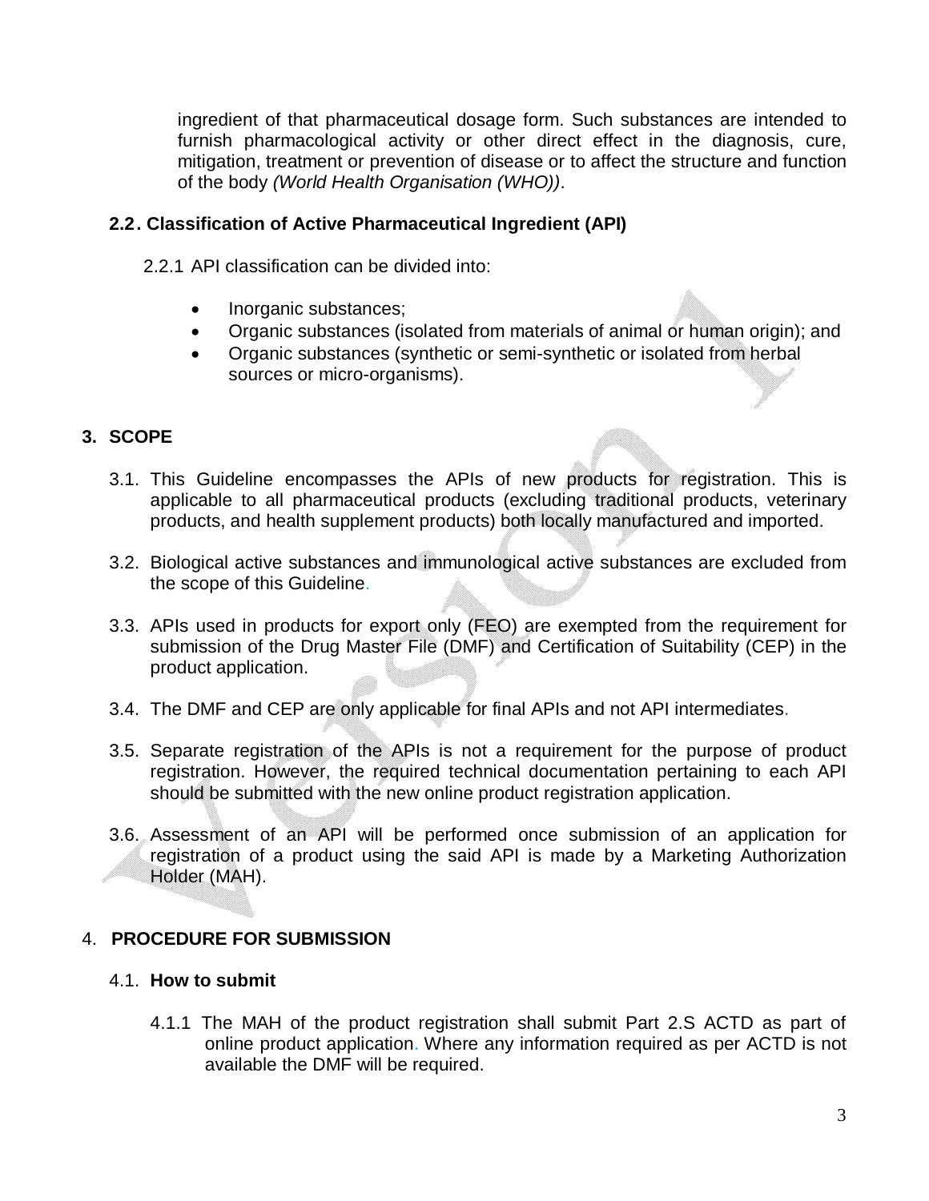ingredient of that pharmaceutical dosage form. Such substances are intended to furnish pharmacological activity or other direct effect in the diagnosis, cure, mitigation, treatment or prevention of disease or to affect the structure and function of the body *(World Health Organisation (WHO))*.

### 2.2. Classification of Active Pharmaceutical Ingredient (API)

2.2.1 API classification can be divided into:

- Inorganic substances;
- Organic substances (isolated from materials of animal or human origin); and
- Organic substances (synthetic or semi-synthetic or isolated from herbal sources or micro-organisms).

## 3. SCOPE

3.1. This Guideline encompasses the APIs of new products for registration. This is applicable to all pharmaceutical products (excluding traditional products, veterinary products, and health supplement products) both locally manufactured and imported.

3.2. Biological active substances and immunological active substances are excluded from the scope of this Guideline.

3.3. APIs used in products for export only (FEO) are exempted from the requirement for submission of the Drug Master File (DMF) and Certification of Suitability (CEP) in the product application.

3.4. The DMF and CEP are only applicable for final APIs and not API intermediates.

3.5. Separate registration of the APIs is not a requirement for the purpose of product registration. However, the required technical documentation pertaining to each API should be submitted with the new online product registration application.

3.6. Assessment of an API will be performed once submission of an application for registration of a product using the said API is made by a Marketing Authorization Holder (MAH).

## 4. PROCEDURE FOR SUBMISSION

### 4.1. How to submit

4.1.1 The MAH of the product registration shall submit Part 2.S ACTD as part of online product application. Where any information required as per ACTD is not available the DMF will be required.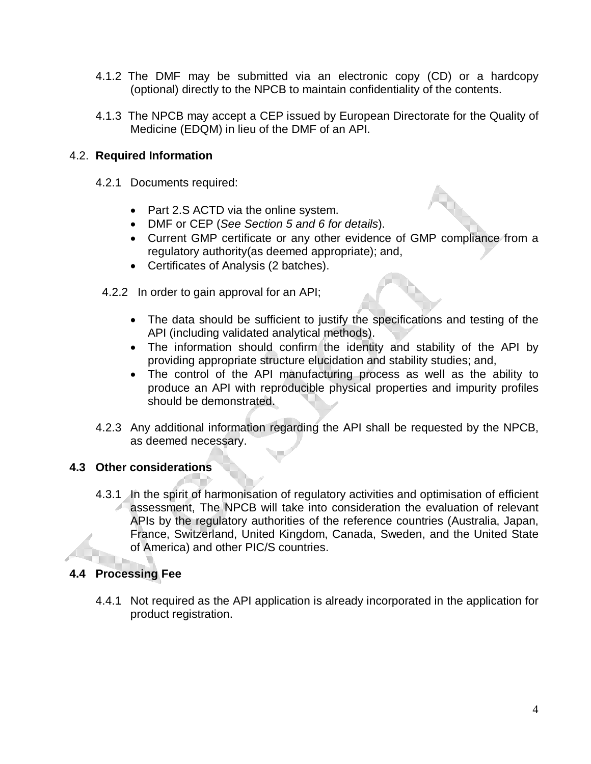4.1.2 The DMF may be submitted via an electronic copy (CD) or a hardcopy (optional) directly to the NPCB to maintain confidentiality of the contents.

4.1.3 The NPCB may accept a CEP issued by European Directorate for the Quality of Medicine (EDQM) in lieu of the DMF of an API.

## 4.2. **Required Information**

4.2.1 Documents required:

- Part 2.S ACTD via the online system.
- DMF or CEP (*See Section 5 and 6 for details*).
- Current GMP certificate or any other evidence of GMP compliance from a regulatory authority(as deemed appropriate); and,
- Certificates of Analysis (2 batches).

4.2.2 In order to gain approval for an API;

- The data should be sufficient to justify the specifications and testing of the API (including validated analytical methods).
- The information should confirm the identity and stability of the API by providing appropriate structure elucidation and stability studies; and,
- The control of the API manufacturing process as well as the ability to produce an API with reproducible physical properties and impurity profiles should be demonstrated.

4.2.3 Any additional information regarding the API shall be requested by the NPCB, as deemed necessary.

## 4.3 Other considerations

4.3.1 In the spirit of harmonisation of regulatory activities and optimisation of efficient assessment, The NPCB will take into consideration the evaluation of relevant APIs by the regulatory authorities of the reference countries (Australia, Japan, France, Switzerland, United Kingdom, Canada, Sweden, and the United State of America) and other PIC/S countries.

## 4.4 Processing Fee

4.4.1 Not required as the API application is already incorporated in the application for product registration.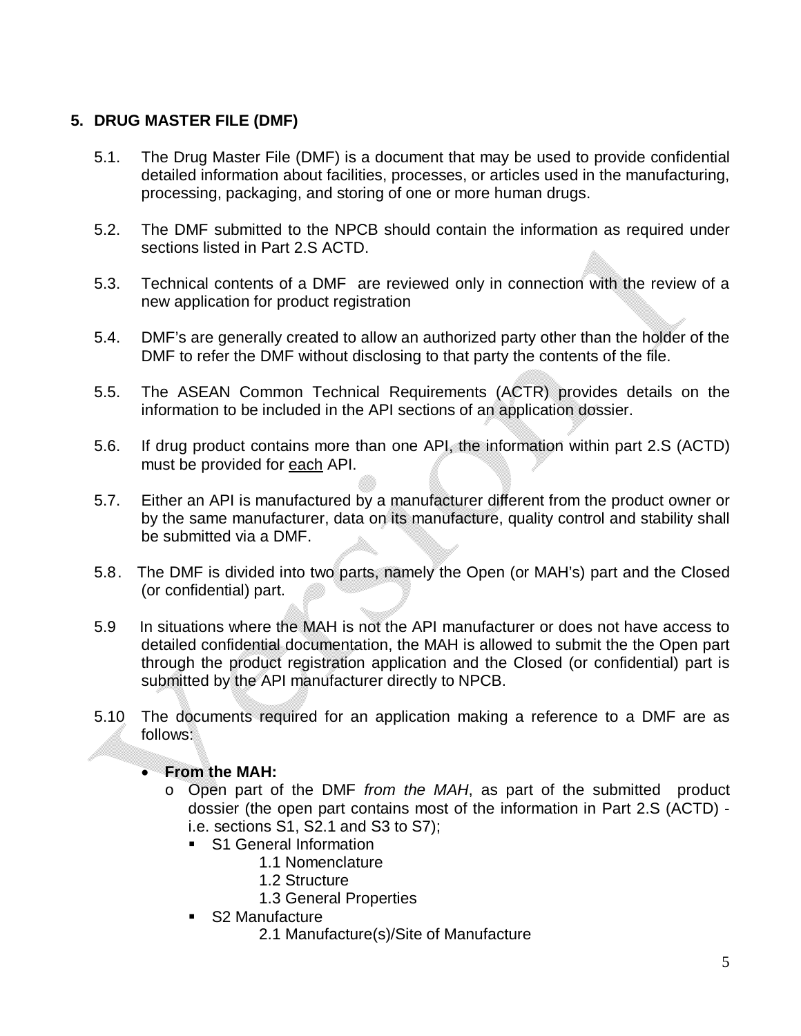## 5. DRUG MASTER FILE (DMF)

5.1. The Drug Master File (DMF) is a document that may be used to provide confidential detailed information about facilities, processes, or articles used in the manufacturing, processing, packaging, and storing of one or more human drugs.

5.2. The DMF submitted to the NPCB should contain the information as required under sections listed in Part 2.S ACTD.

5.3. Technical contents of a DMF are reviewed only in connection with the review of a new application for product registration

5.4. DMF's are generally created to allow an authorized party other than the holder of the DMF to refer the DMF without disclosing to that party the contents of the file.

5.5. The ASEAN Common Technical Requirements (ACTR) provides details on the information to be included in the API sections of an application dossier.

5.6. If drug product contains more than one API, the information within part 2.S (ACTD) must be provided for <u>each</u> API.

5.7. Either an API is manufactured by a manufacturer different from the product owner or by the same manufacturer, data on its manufacture, quality control and stability shall be submitted via a DMF.

5.8. The DMF is divided into two parts, namely the Open (or MAH's) part and the Closed (or confidential) part.

5.9 In situations where the MAH is not the API manufacturer or does not have access to detailed confidential documentation, the MAH is allowed to submit the the Open part through the product registration application and the Closed (or confidential) part is submitted by the API manufacturer directly to NPCB.

5.10 The documents required for an application making a reference to a DMF are as follows:

- **From the MAH:**
  - Open part of the DMF *from the MAH*, as part of the submitted product dossier (the open part contains most of the information in Part 2.S (ACTD) - i.e. sections S1, S2.1 and S3 to S7);
    - S1 General Information
      - 1.1 Nomenclature
      - 1.2 Structure
      - 1.3 General Properties
    - S2 Manufacture
      - 2.1 Manufacture(s)/Site of Manufacture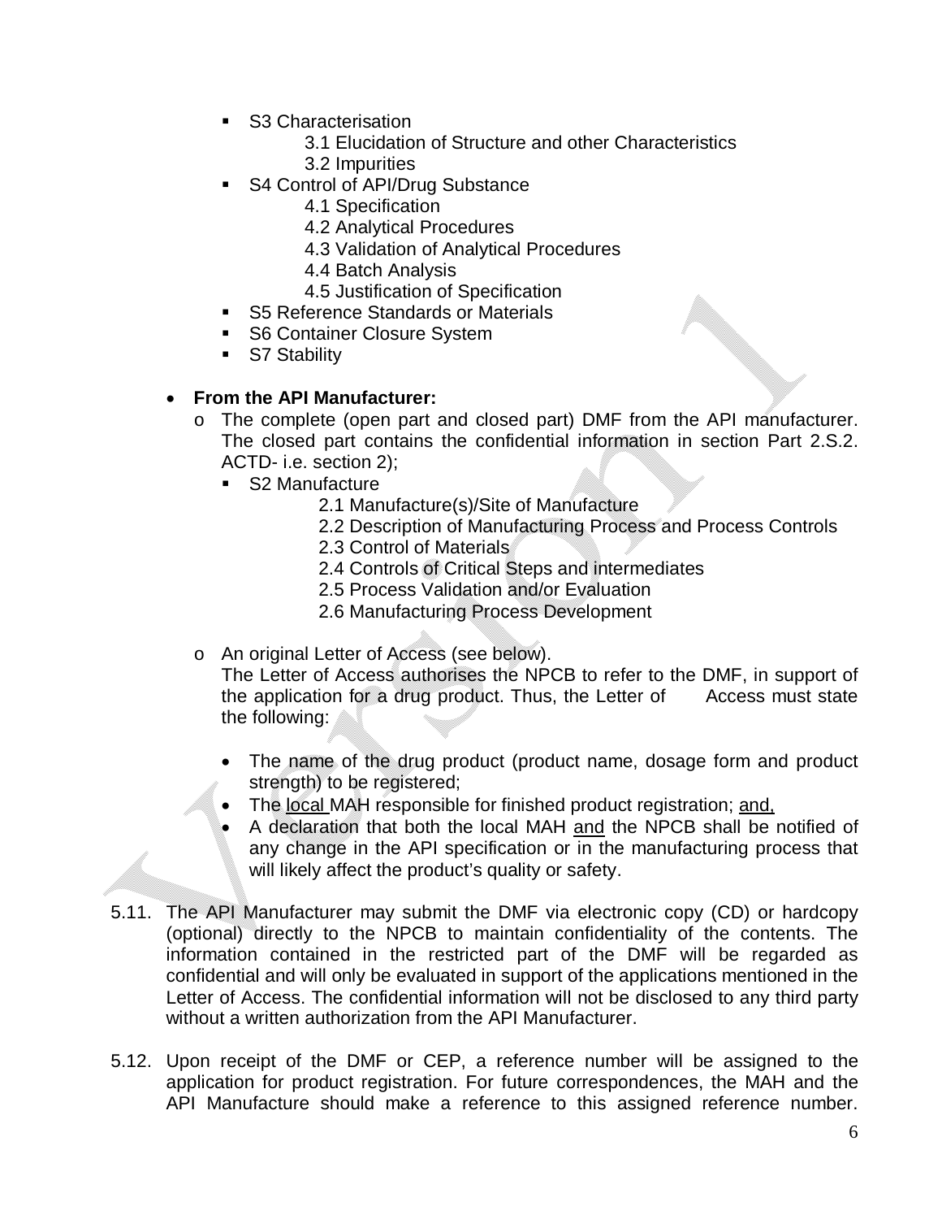- S3 Characterisation
  - 3.1 Elucidation of Structure and other Characteristics
  - 3.2 Impurities
- S4 Control of API/Drug Substance
  - 4.1 Specification
  - 4.2 Analytical Procedures
  - 4.3 Validation of Analytical Procedures
  - 4.4 Batch Analysis
  - 4.5 Justification of Specification
- S5 Reference Standards or Materials
- S6 Container Closure System
- S7 Stability

- **From the API Manufacturer:**
  - The complete (open part and closed part) DMF from the API manufacturer. The closed part contains the confidential information in section Part 2.S.2. ACTD- i.e. section 2);
    - S2 Manufacture
      - 2.1 Manufacture(s)/Site of Manufacture
      - 2.2 Description of Manufacturing Process and Process Controls
      - 2.3 Control of Materials
      - 2.4 Controls of Critical Steps and intermediates
      - 2.5 Process Validation and/or Evaluation
      - 2.6 Manufacturing Process Development
  - An original Letter of Access (see below).
    The Letter of Access authorises the NPCB to refer to the DMF, in support of the application for a drug product. Thus, the Letter of Access must state the following:
    - The name of the drug product (product name, dosage form and product strength) to be registered;
    - The local MAH responsible for finished product registration; and,
    - A declaration that both the local MAH and the NPCB shall be notified of any change in the API specification or in the manufacturing process that will likely affect the product's quality or safety.

5.11. The API Manufacturer may submit the DMF via electronic copy (CD) or hardcopy (optional) directly to the NPCB to maintain confidentiality of the contents. The information contained in the restricted part of the DMF will be regarded as confidential and will only be evaluated in support of the applications mentioned in the Letter of Access. The confidential information will not be disclosed to any third party without a written authorization from the API Manufacturer.

5.12. Upon receipt of the DMF or CEP, a reference number will be assigned to the application for product registration. For future correspondences, the MAH and the API Manufacture should make a reference to this assigned reference number.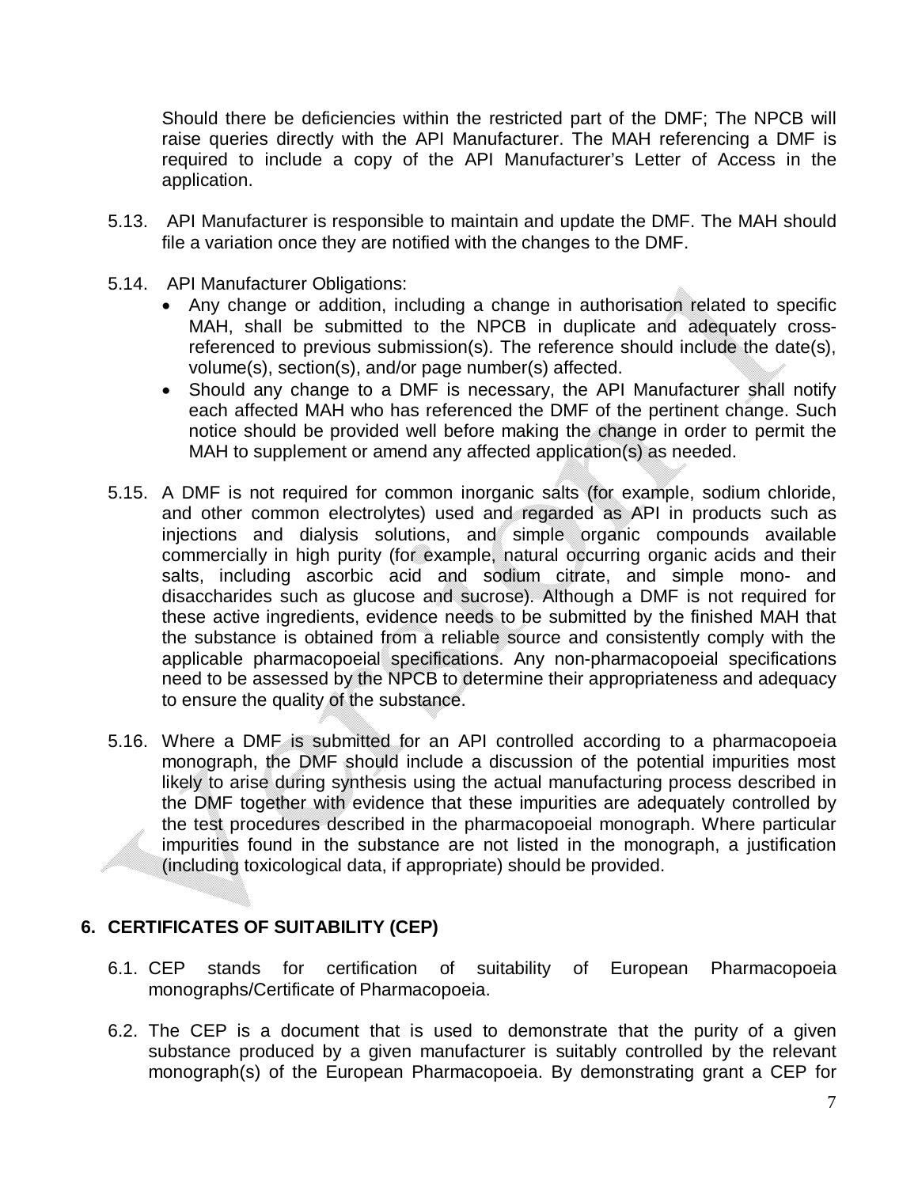Should there be deficiencies within the restricted part of the DMF; The NPCB will raise queries directly with the API Manufacturer. The MAH referencing a DMF is required to include a copy of the API Manufacturer's Letter of Access in the application.

5.13. API Manufacturer is responsible to maintain and update the DMF. The MAH should file a variation once they are notified with the changes to the DMF.

5.14. API Manufacturer Obligations:

- Any change or addition, including a change in authorisation related to specific MAH, shall be submitted to the NPCB in duplicate and adequately cross-referenced to previous submission(s). The reference should include the date(s), volume(s), section(s), and/or page number(s) affected.
- Should any change to a DMF is necessary, the API Manufacturer shall notify each affected MAH who has referenced the DMF of the pertinent change. Such notice should be provided well before making the change in order to permit the MAH to supplement or amend any affected application(s) as needed.

5.15. A DMF is not required for common inorganic salts (for example, sodium chloride, and other common electrolytes) used and regarded as API in products such as injections and dialysis solutions, and simple organic compounds available commercially in high purity (for example, natural occurring organic acids and their salts, including ascorbic acid and sodium citrate, and simple mono- and disaccharides such as glucose and sucrose). Although a DMF is not required for these active ingredients, evidence needs to be submitted by the finished MAH that the substance is obtained from a reliable source and consistently comply with the applicable pharmacopoeial specifications. Any non-pharmacopoeial specifications need to be assessed by the NPCB to determine their appropriateness and adequacy to ensure the quality of the substance.

5.16. Where a DMF is submitted for an API controlled according to a pharmacopoeia monograph, the DMF should include a discussion of the potential impurities most likely to arise during synthesis using the actual manufacturing process described in the DMF together with evidence that these impurities are adequately controlled by the test procedures described in the pharmacopoeial monograph. Where particular impurities found in the substance are not listed in the monograph, a justification (including toxicological data, if appropriate) should be provided.

## 6. CERTIFICATES OF SUITABILITY (CEP)

6.1. CEP stands for certification of suitability of European Pharmacopoeia monographs/Certificate of Pharmacopoeia.

6.2. The CEP is a document that is used to demonstrate that the purity of a given substance produced by a given manufacturer is suitably controlled by the relevant monograph(s) of the European Pharmacopoeia. By demonstrating grant a CEP for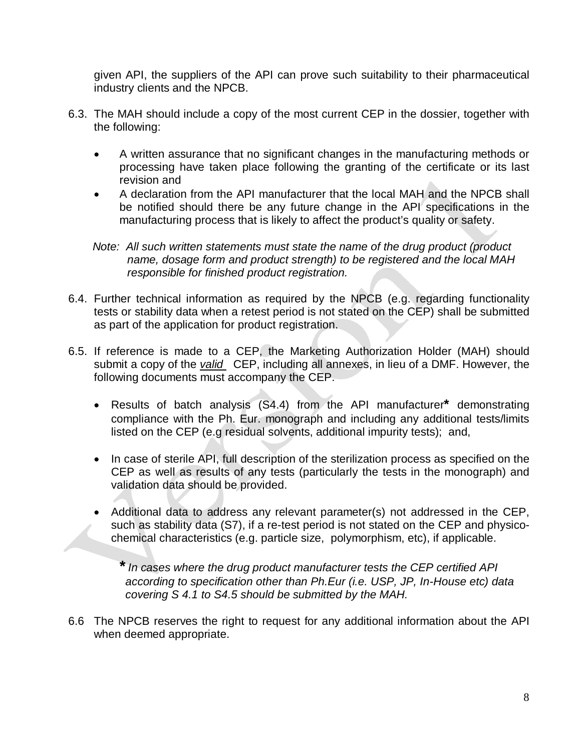given API, the suppliers of the API can prove such suitability to their pharmaceutical industry clients and the NPCB.

6.3. The MAH should include a copy of the most current CEP in the dossier, together with the following:

- A written assurance that no significant changes in the manufacturing methods or processing have taken place following the granting of the certificate or its last revision and
- A declaration from the API manufacturer that the local MAH and the NPCB shall be notified should there be any future change in the API specifications in the manufacturing process that is likely to affect the product's quality or safety.

*Note: All such written statements must state the name of the drug product (product name, dosage form and product strength) to be registered and the local MAH responsible for finished product registration.*

6.4. Further technical information as required by the NPCB (e.g. regarding functionality tests or stability data when a retest period is not stated on the CEP) shall be submitted as part of the application for product registration.

6.5. If reference is made to a CEP, the Marketing Authorization Holder (MAH) should submit a copy of the ***valid*** CEP, including all annexes, in lieu of a DMF. However, the following documents must accompany the CEP.

- Results of batch analysis (S4.4) from the API manufacturer**\*** demonstrating compliance with the Ph. Eur. monograph and including any additional tests/limits listed on the CEP (e.g residual solvents, additional impurity tests); and,

- In case of sterile API, full description of the sterilization process as specified on the CEP as well as results of any tests (particularly the tests in the monograph) and validation data should be provided.

- Additional data to address any relevant parameter(s) not addressed in the CEP, such as stability data (S7), if a re-test period is not stated on the CEP and physico-chemical characteristics (e.g. particle size, polymorphism, etc), if applicable.

  **\*** *In cases where the drug product manufacturer tests the CEP certified API according to specification other than Ph.Eur (i.e. USP, JP, In-House etc) data covering S 4.1 to S4.5 should be submitted by the MAH.*

6.6 The NPCB reserves the right to request for any additional information about the API when deemed appropriate.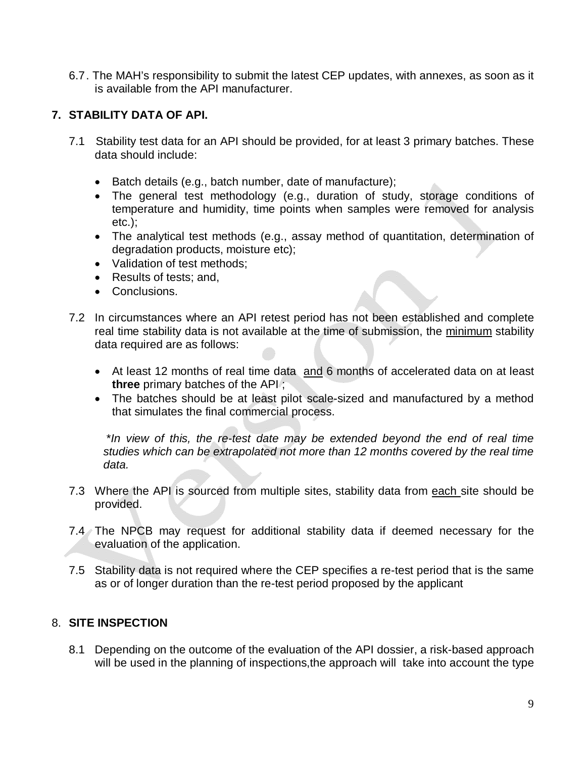6.7. The MAH's responsibility to submit the latest CEP updates, with annexes, as soon as it is available from the API manufacturer.

## 7. STABILITY DATA OF API.

7.1 Stability test data for an API should be provided, for at least 3 primary batches. These data should include:

- Batch details (e.g., batch number, date of manufacture);
- The general test methodology (e.g., duration of study, storage conditions of temperature and humidity, time points when samples were removed for analysis etc.);
- The analytical test methods (e.g., assay method of quantitation, determination of degradation products, moisture etc);
- Validation of test methods;
- Results of tests; and,
- Conclusions.

7.2 In circumstances where an API retest period has not been established and complete real time stability data is not available at the time of submission, the minimum stability data required are as follows:

- At least 12 months of real time data and 6 months of accelerated data on at least **three** primary batches of the API ;
- The batches should be at least pilot scale-sized and manufactured by a method that simulates the final commercial process.

*\*In view of this, the re-test date may be extended beyond the end of real time studies which can be extrapolated not more than 12 months covered by the real time data.*

7.3 Where the API is sourced from multiple sites, stability data from each site should be provided.

7.4 The NPCB may request for additional stability data if deemed necessary for the evaluation of the application.

7.5 Stability data is not required where the CEP specifies a re-test period that is the same as or of longer duration than the re-test period proposed by the applicant

## 8. SITE INSPECTION

8.1 Depending on the outcome of the evaluation of the API dossier, a risk-based approach will be used in the planning of inspections,the approach will take into account the type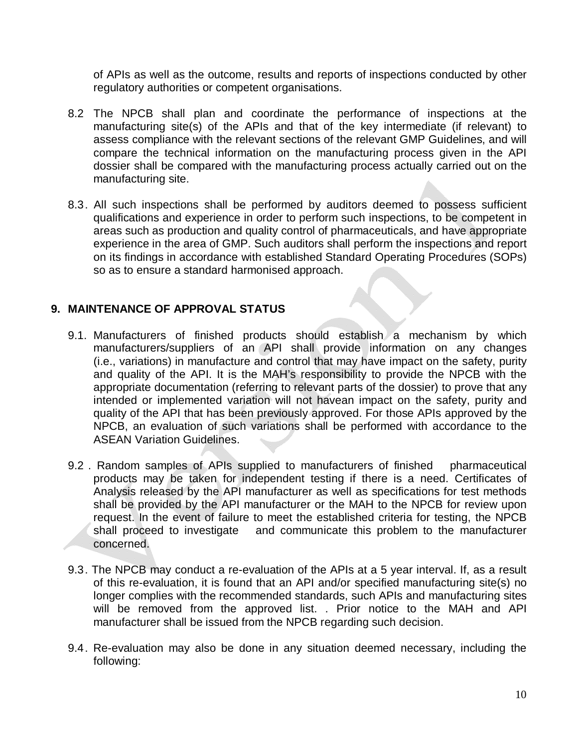of APIs as well as the outcome, results and reports of inspections conducted by other regulatory authorities or competent organisations.

8.2 The NPCB shall plan and coordinate the performance of inspections at the manufacturing site(s) of the APIs and that of the key intermediate (if relevant) to assess compliance with the relevant sections of the relevant GMP Guidelines, and will compare the technical information on the manufacturing process given in the API dossier shall be compared with the manufacturing process actually carried out on the manufacturing site.

8.3. All such inspections shall be performed by auditors deemed to possess sufficient qualifications and experience in order to perform such inspections, to be competent in areas such as production and quality control of pharmaceuticals, and have appropriate experience in the area of GMP. Such auditors shall perform the inspections and report on its findings in accordance with established Standard Operating Procedures (SOPs) so as to ensure a standard harmonised approach.

## 9. MAINTENANCE OF APPROVAL STATUS

9.1. Manufacturers of finished products should establish a mechanism by which manufacturers/suppliers of an API shall provide information on any changes (i.e., variations) in manufacture and control that may have impact on the safety, purity and quality of the API. It is the MAH's responsibility to provide the NPCB with the appropriate documentation (referring to relevant parts of the dossier) to prove that any intended or implemented variation will not havean impact on the safety, purity and quality of the API that has been previously approved. For those APIs approved by the NPCB, an evaluation of such variations shall be performed with accordance to the ASEAN Variation Guidelines.

9.2 . Random samples of APIs supplied to manufacturers of finished pharmaceutical products may be taken for independent testing if there is a need. Certificates of Analysis released by the API manufacturer as well as specifications for test methods shall be provided by the API manufacturer or the MAH to the NPCB for review upon request. In the event of failure to meet the established criteria for testing, the NPCB shall proceed to investigate and communicate this problem to the manufacturer concerned.

9.3. The NPCB may conduct a re-evaluation of the APIs at a 5 year interval. If, as a result of this re-evaluation, it is found that an API and/or specified manufacturing site(s) no longer complies with the recommended standards, such APIs and manufacturing sites will be removed from the approved list. . Prior notice to the MAH and API manufacturer shall be issued from the NPCB regarding such decision.

9.4. Re-evaluation may also be done in any situation deemed necessary, including the following: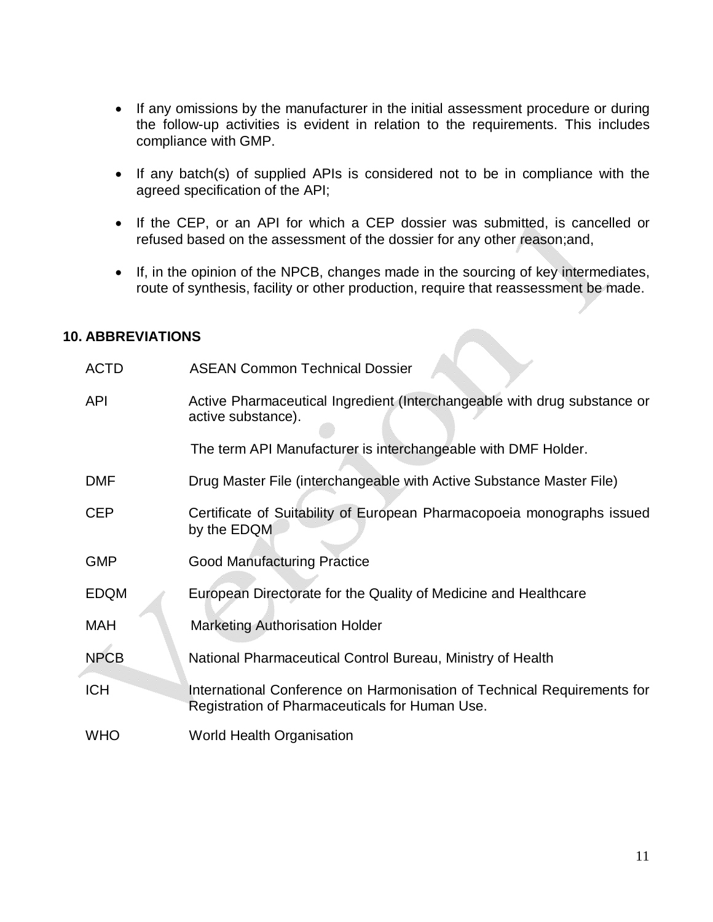- If any omissions by the manufacturer in the initial assessment procedure or during the follow-up activities is evident in relation to the requirements. This includes compliance with GMP.

- If any batch(s) of supplied APIs is considered not to be in compliance with the agreed specification of the API;

- If the CEP, or an API for which a CEP dossier was submitted, is cancelled or refused based on the assessment of the dossier for any other reason;and,

- If, in the opinion of the NPCB, changes made in the sourcing of key intermediates, route of synthesis, facility or other production, require that reassessment be made.

## 10. ABBREVIATIONS

| | |
|---|---|
| ACTD | ASEAN Common Technical Dossier |
| API | Active Pharmaceutical Ingredient (Interchangeable with drug substance or active substance). The term API Manufacturer is interchangeable with DMF Holder. |
| DMF | Drug Master File (interchangeable with Active Substance Master File) |
| CEP | Certificate of Suitability of European Pharmacopoeia monographs issued by the EDQM |
| GMP | Good Manufacturing Practice |
| EDQM | European Directorate for the Quality of Medicine and Healthcare |
| MAH | Marketing Authorisation Holder |
| NPCB | National Pharmaceutical Control Bureau, Ministry of Health |
| ICH | International Conference on Harmonisation of Technical Requirements for Registration of Pharmaceuticals for Human Use. |
| WHO | World Health Organisation |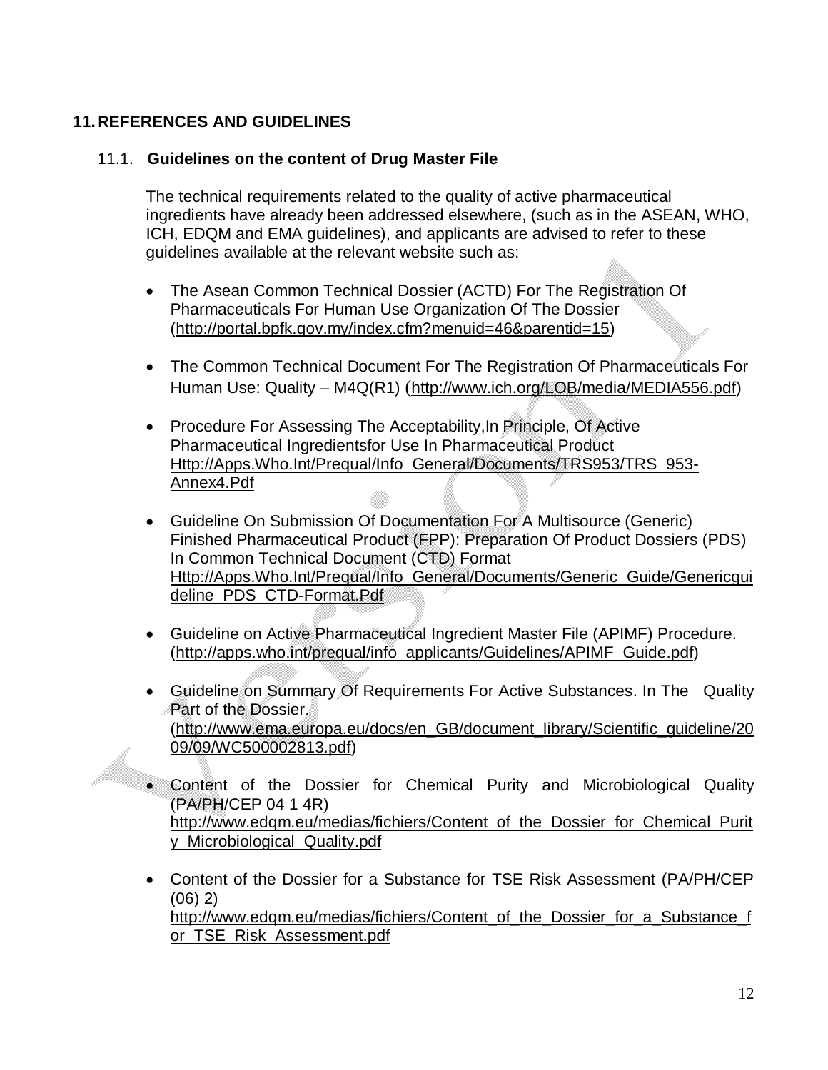## 11. REFERENCES AND GUIDELINES

### 11.1. Guidelines on the content of Drug Master File

The technical requirements related to the quality of active pharmaceutical ingredients have already been addressed elsewhere, (such as in the ASEAN, WHO, ICH, EDQM and EMA guidelines), and applicants are advised to refer to these guidelines available at the relevant website such as:

- The Asean Common Technical Dossier (ACTD) For The Registration Of Pharmaceuticals For Human Use Organization Of The Dossier (http://portal.bpfk.gov.my/index.cfm?menuid=46&parentid=15)
- The Common Technical Document For The Registration Of Pharmaceuticals For Human Use: Quality – M4Q(R1) (http://www.ich.org/LOB/media/MEDIA556.pdf)
- Procedure For Assessing The Acceptability,In Principle, Of Active Pharmaceutical Ingredientsfor Use In Pharmaceutical Product Http://Apps.Who.Int/Prequal/Info_General/Documents/TRS953/TRS_953-Annex4.Pdf
- Guideline On Submission Of Documentation For A Multisource (Generic) Finished Pharmaceutical Product (FPP): Preparation Of Product Dossiers (PDS) In Common Technical Document (CTD) Format Http://Apps.Who.Int/Prequal/Info_General/Documents/Generic_Guide/Genericguideline_PDS_CTD-Format.Pdf
- Guideline on Active Pharmaceutical Ingredient Master File (APIMF) Procedure. (http://apps.who.int/prequal/info_applicants/Guidelines/APIMF_Guide.pdf)
- Guideline on Summary Of Requirements For Active Substances. In The Quality Part of the Dossier. (http://www.ema.europa.eu/docs/en_GB/document_library/Scientific_guideline/2009/09/WC500002813.pdf)
- Content of the Dossier for Chemical Purity and Microbiological Quality (PA/PH/CEP 04 1 4R) http://www.edqm.eu/medias/fichiers/Content_of_the_Dossier_for_Chemical_Purity_Microbiological_Quality.pdf
- Content of the Dossier for a Substance for TSE Risk Assessment (PA/PH/CEP (06) 2) http://www.edqm.eu/medias/fichiers/Content_of_the_Dossier_for_a_Substance_for_TSE_Risk_Assessment.pdf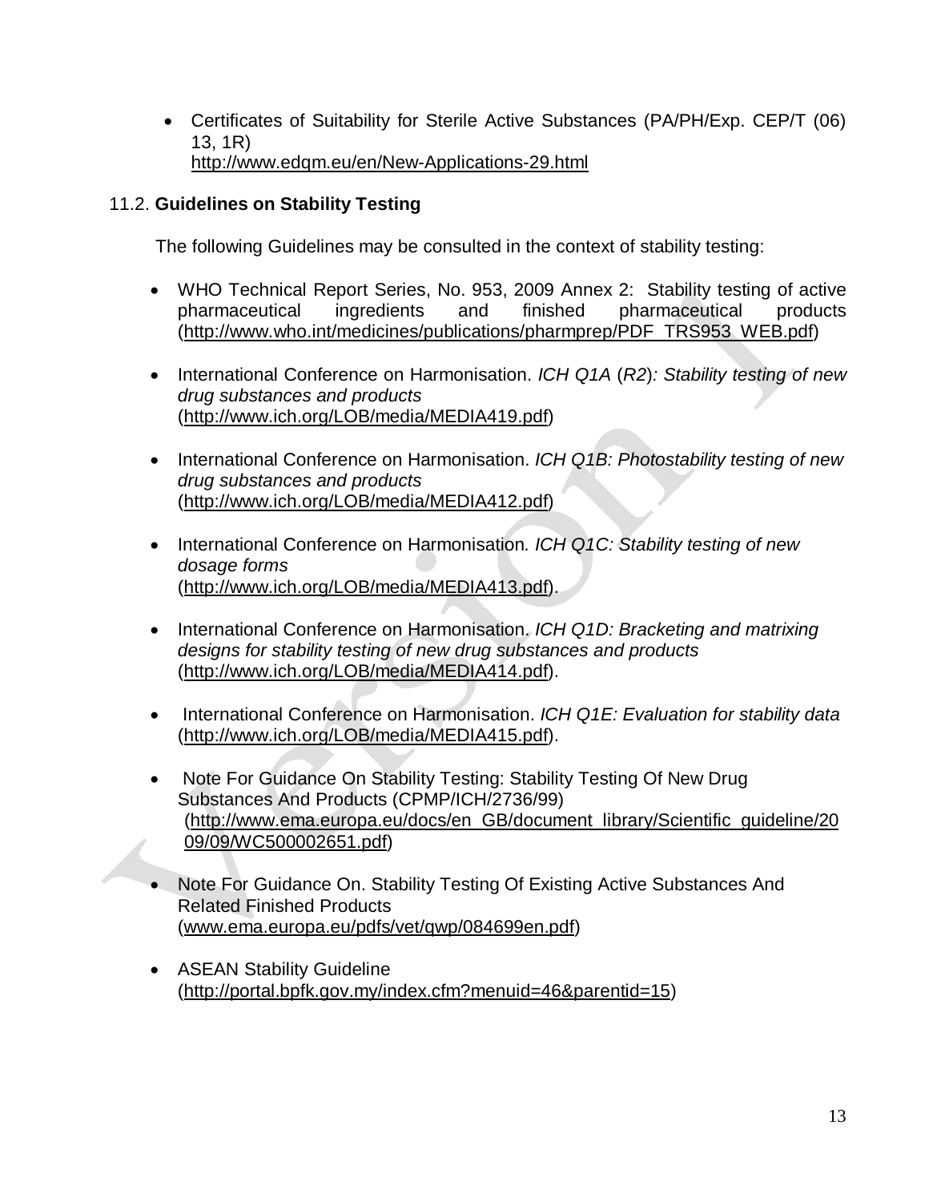- Certificates of Suitability for Sterile Active Substances (PA/PH/Exp. CEP/T (06) 13, 1R)
  http://www.edqm.eu/en/New-Applications-29.html

## 11.2. **Guidelines on Stability Testing**

The following Guidelines may be consulted in the context of stability testing:

- WHO Technical Report Series, No. 953, 2009 Annex 2: Stability testing of active pharmaceutical ingredients and finished pharmaceutical products (http://www.who.int/medicines/publications/pharmprep/PDF_TRS953_WEB.pdf)

- International Conference on Harmonisation. *ICH Q1A* (*R2*)*: Stability testing of new drug substances and products* (http://www.ich.org/LOB/media/MEDIA419.pdf)

- International Conference on Harmonisation. *ICH Q1B: Photostability testing of new drug substances and products* (http://www.ich.org/LOB/media/MEDIA412.pdf)

- International Conference on Harmonisation*. ICH Q1C: Stability testing of new dosage forms* (http://www.ich.org/LOB/media/MEDIA413.pdf).

- International Conference on Harmonisation*. ICH Q1D: Bracketing and matrixing designs for stability testing of new drug substances and products* (http://www.ich.org/LOB/media/MEDIA414.pdf).

- International Conference on Harmonisation. *ICH Q1E: Evaluation for stability data* (http://www.ich.org/LOB/media/MEDIA415.pdf).

- Note For Guidance On Stability Testing: Stability Testing Of New Drug Substances And Products (CPMP/ICH/2736/99) (http://www.ema.europa.eu/docs/en_GB/document_library/Scientific_guideline/2009/09/WC500002651.pdf)

- Note For Guidance On. Stability Testing Of Existing Active Substances And Related Finished Products (www.ema.europa.eu/pdfs/vet/qwp/084699en.pdf)

- ASEAN Stability Guideline (http://portal.bpfk.gov.my/index.cfm?menuid=46&parentid=15)